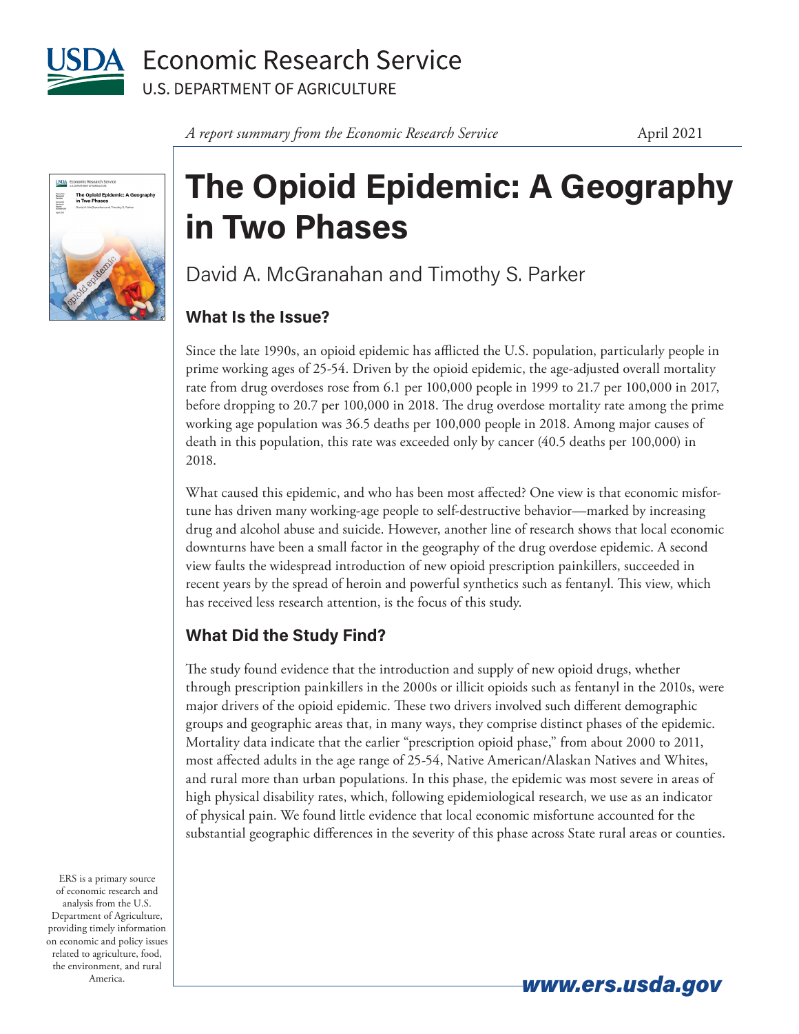USDA Economic Research Service
U.S. DEPARTMENT OF AGRICULTURE

*A report summary from the Economic Research Service*

April 2021

# The Opioid Epidemic: A Geography in Two Phases

David A. McGranahan and Timothy S. Parker

## What Is the Issue?

Since the late 1990s, an opioid epidemic has afflicted the U.S. population, particularly people in prime working ages of 25-54. Driven by the opioid epidemic, the age-adjusted overall mortality rate from drug overdoses rose from 6.1 per 100,000 people in 1999 to 21.7 per 100,000 in 2017, before dropping to 20.7 per 100,000 in 2018. The drug overdose mortality rate among the prime working age population was 36.5 deaths per 100,000 people in 2018. Among major causes of death in this population, this rate was exceeded only by cancer (40.5 deaths per 100,000) in 2018.

What caused this epidemic, and who has been most affected? One view is that economic misfortune has driven many working-age people to self-destructive behavior—marked by increasing drug and alcohol abuse and suicide. However, another line of research shows that local economic downturns have been a small factor in the geography of the drug overdose epidemic. A second view faults the widespread introduction of new opioid prescription painkillers, succeeded in recent years by the spread of heroin and powerful synthetics such as fentanyl. This view, which has received less research attention, is the focus of this study.

## What Did the Study Find?

The study found evidence that the introduction and supply of new opioid drugs, whether through prescription painkillers in the 2000s or illicit opioids such as fentanyl in the 2010s, were major drivers of the opioid epidemic. These two drivers involved such different demographic groups and geographic areas that, in many ways, they comprise distinct phases of the epidemic. Mortality data indicate that the earlier "prescription opioid phase," from about 2000 to 2011, most affected adults in the age range of 25-54, Native American/Alaskan Natives and Whites, and rural more than urban populations. In this phase, the epidemic was most severe in areas of high physical disability rates, which, following epidemiological research, we use as an indicator of physical pain. We found little evidence that local economic misfortune accounted for the substantial geographic differences in the severity of this phase across State rural areas or counties.

ERS is a primary source of economic research and analysis from the U.S. Department of Agriculture, providing timely information on economic and policy issues related to agriculture, food, the environment, and rural America.

**www.ers.usda.gov**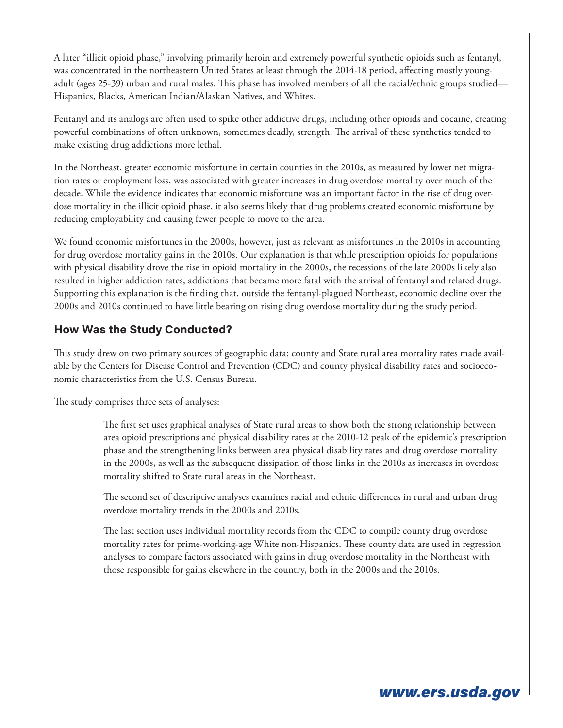A later "illicit opioid phase," involving primarily heroin and extremely powerful synthetic opioids such as fentanyl, was concentrated in the northeastern United States at least through the 2014-18 period, affecting mostly young-adult (ages 25-39) urban and rural males. This phase has involved members of all the racial/ethnic groups studied—Hispanics, Blacks, American Indian/Alaskan Natives, and Whites.

Fentanyl and its analogs are often used to spike other addictive drugs, including other opioids and cocaine, creating powerful combinations of often unknown, sometimes deadly, strength. The arrival of these synthetics tended to make existing drug addictions more lethal.

In the Northeast, greater economic misfortune in certain counties in the 2010s, as measured by lower net migration rates or employment loss, was associated with greater increases in drug overdose mortality over much of the decade. While the evidence indicates that economic misfortune was an important factor in the rise of drug overdose mortality in the illicit opioid phase, it also seems likely that drug problems created economic misfortune by reducing employability and causing fewer people to move to the area.

We found economic misfortunes in the 2000s, however, just as relevant as misfortunes in the 2010s in accounting for drug overdose mortality gains in the 2010s. Our explanation is that while prescription opioids for populations with physical disability drove the rise in opioid mortality in the 2000s, the recessions of the late 2000s likely also resulted in higher addiction rates, addictions that became more fatal with the arrival of fentanyl and related drugs. Supporting this explanation is the finding that, outside the fentanyl-plagued Northeast, economic decline over the 2000s and 2010s continued to have little bearing on rising drug overdose mortality during the study period.

## How Was the Study Conducted?

This study drew on two primary sources of geographic data: county and State rural area mortality rates made available by the Centers for Disease Control and Prevention (CDC) and county physical disability rates and socioeconomic characteristics from the U.S. Census Bureau.

The study comprises three sets of analyses:

> The first set uses graphical analyses of State rural areas to show both the strong relationship between area opioid prescriptions and physical disability rates at the 2010-12 peak of the epidemic's prescription phase and the strengthening links between area physical disability rates and drug overdose mortality in the 2000s, as well as the subsequent dissipation of those links in the 2010s as increases in overdose mortality shifted to State rural areas in the Northeast.
>
> The second set of descriptive analyses examines racial and ethnic differences in rural and urban drug overdose mortality trends in the 2000s and 2010s.
>
> The last section uses individual mortality records from the CDC to compile county drug overdose mortality rates for prime-working-age White non-Hispanics. These county data are used in regression analyses to compare factors associated with gains in drug overdose mortality in the Northeast with those responsible for gains elsewhere in the country, both in the 2000s and the 2010s.